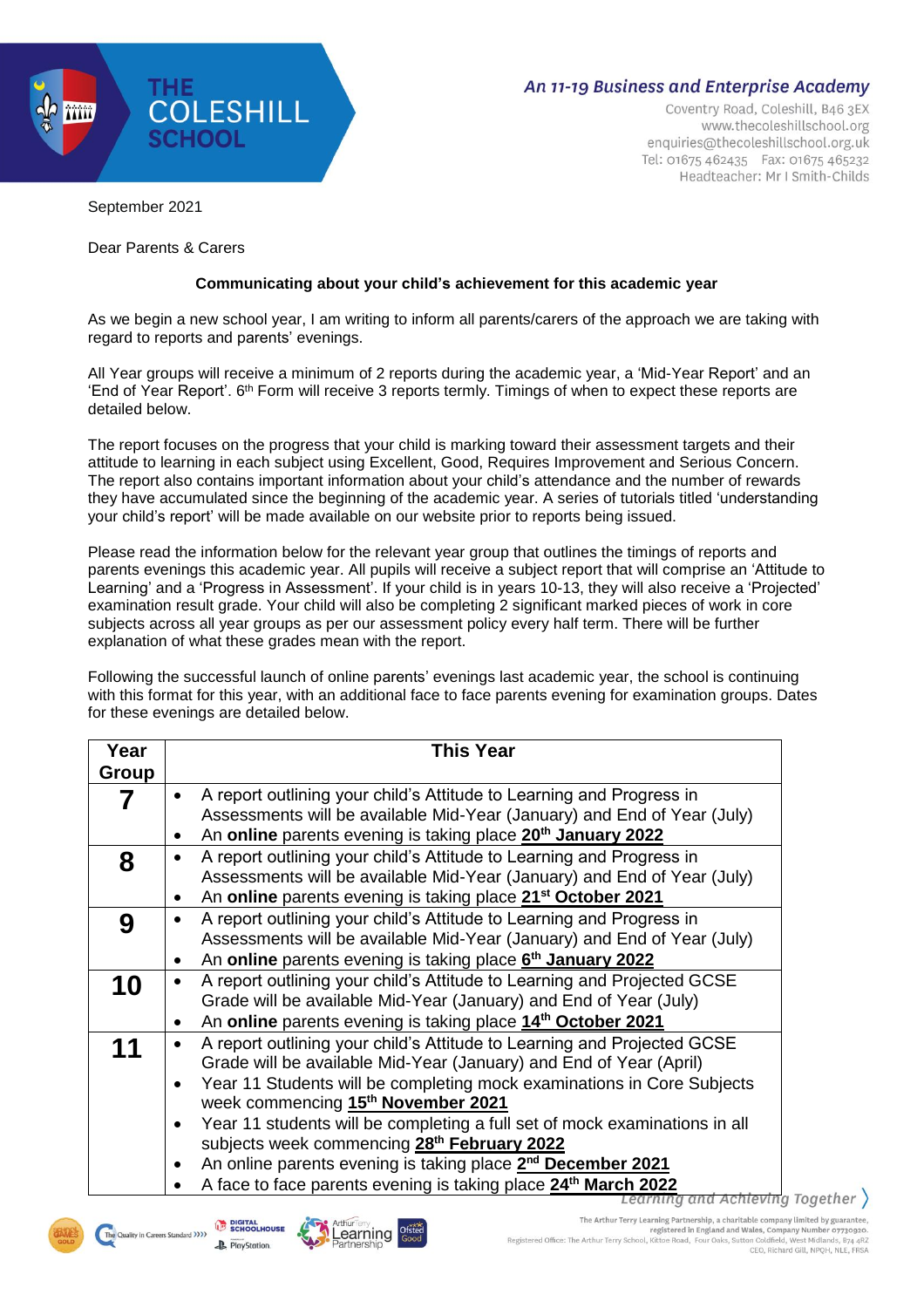An 11-19 Business and Enterprise Academy

Coventry Road, Coleshill, B46 3EX
www.thecoleshillschool.org
enquiries@thecoleshillschool.org.uk
Tel: 01675 462435 Fax: 01675 465232
Headteacher: Mr I Smith-Childs

September 2021

Dear Parents & Carers

**Communicating about your child's achievement for this academic year**

As we begin a new school year, I am writing to inform all parents/carers of the approach we are taking with regard to reports and parents' evenings.

All Year groups will receive a minimum of 2 reports during the academic year, a 'Mid-Year Report' and an 'End of Year Report'. 6th Form will receive 3 reports termly. Timings of when to expect these reports are detailed below.

The report focuses on the progress that your child is marking toward their assessment targets and their attitude to learning in each subject using Excellent, Good, Requires Improvement and Serious Concern. The report also contains important information about your child's attendance and the number of rewards they have accumulated since the beginning of the academic year. A series of tutorials titled 'understanding your child's report' will be made available on our website prior to reports being issued.

Please read the information below for the relevant year group that outlines the timings of reports and parents evenings this academic year. All pupils will receive a subject report that will comprise an 'Attitude to Learning' and a 'Progress in Assessment'. If your child is in years 10-13, they will also receive a 'Projected' examination result grade. Your child will also be completing 2 significant marked pieces of work in core subjects across all year groups as per our assessment policy every half term. There will be further explanation of what these grades mean with the report.

Following the successful launch of online parents' evenings last academic year, the school is continuing with this format for this year, with an additional face to face parents evening for examination groups. Dates for these evenings are detailed below.

| Year Group | This Year |
|---|---|
| **7** | • A report outlining your child's Attitude to Learning and Progress in Assessments will be available Mid-Year (January) and End of Year (July)<br>• An **online** parents evening is taking place **20th January 2022** |
| **8** | • A report outlining your child's Attitude to Learning and Progress in Assessments will be available Mid-Year (January) and End of Year (July)<br>• An **online** parents evening is taking place **21st October 2021** |
| **9** | • A report outlining your child's Attitude to Learning and Progress in Assessments will be available Mid-Year (January) and End of Year (July)<br>• An **online** parents evening is taking place **6th January 2022** |
| **10** | • A report outlining your child's Attitude to Learning and Projected GCSE Grade will be available Mid-Year (January) and End of Year (July)<br>• An **online** parents evening is taking place **14th October 2021** |
| **11** | • A report outlining your child's Attitude to Learning and Projected GCSE Grade will be available Mid-Year (January) and End of Year (April)<br>• Year 11 Students will be completing mock examinations in Core Subjects week commencing **15th November 2021**<br>• Year 11 students will be completing a full set of mock examinations in all subjects week commencing **28th February 2022**<br>• An online parents evening is taking place **2nd December 2021**<br>• A face to face parents evening is taking place **24th March 2022** |

*Learning and Achieving Together*

The Arthur Terry Learning Partnership, a charitable company limited by guarantee, registered in England and Wales, Company Number 07730920.
Registered Office: The Arthur Terry School, Kittoe Road, Four Oaks, Sutton Coldfield, West Midlands, B74 4RZ
CEO, Richard Gill, NPQH, NLE, FRSA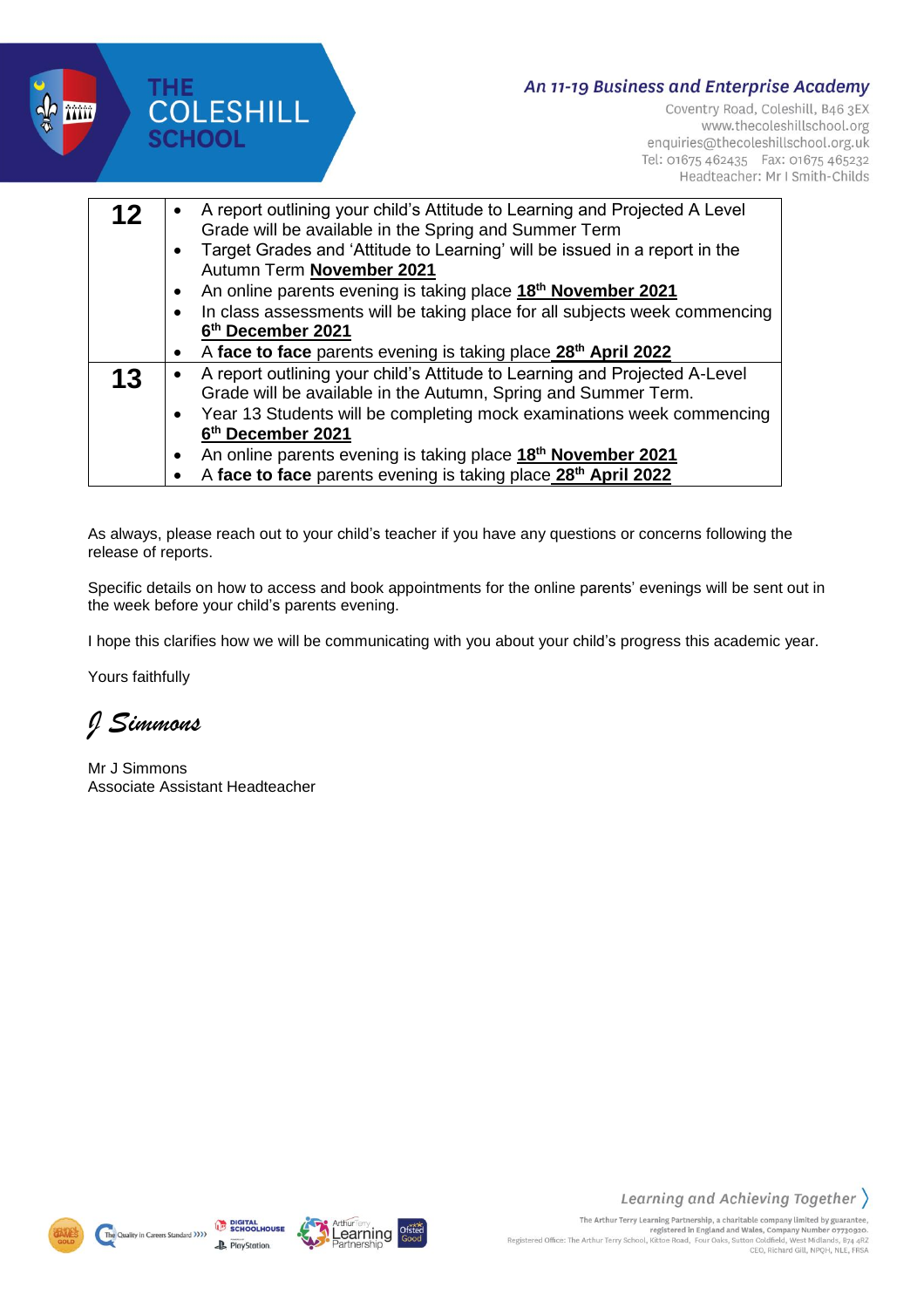| | |
|---|---|
| **12** | • A report outlining your child's Attitude to Learning and Projected A Level Grade will be available in the Spring and Summer Term<br>• Target Grades and 'Attitude to Learning' will be issued in a report in the Autumn Term **November 2021**<br>• An online parents evening is taking place **18th November 2021**<br>• In class assessments will be taking place for all subjects week commencing **6th December 2021**<br>• A **face to face** parents evening is taking place **28th April 2022** |
| **13** | • A report outlining your child's Attitude to Learning and Projected A-Level Grade will be available in the Autumn, Spring and Summer Term.<br>• Year 13 Students will be completing mock examinations week commencing **6th December 2021**<br>• An online parents evening is taking place **18th November 2021**<br>• A **face to face** parents evening is taking place **28th April 2022** |

As always, please reach out to your child's teacher if you have any questions or concerns following the release of reports.

Specific details on how to access and book appointments for the online parents' evenings will be sent out in the week before your child's parents evening.

I hope this clarifies how we will be communicating with you about your child's progress this academic year.

Yours faithfully

*J Simmons*

Mr J Simmons
Associate Assistant Headteacher